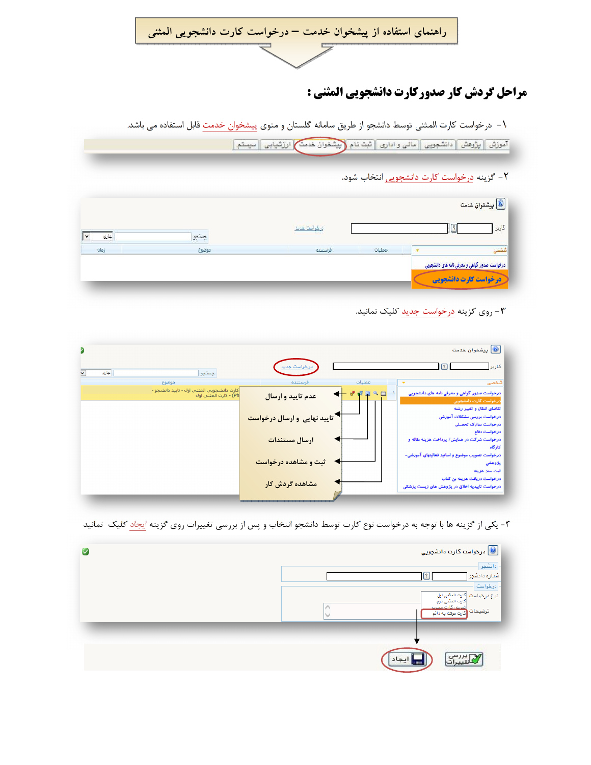# راهنمای استفاده از پیشخوان خدمت – درخواست کارت دانشجویی المثنی

## مراحل گردش کار صدور کارت دانشجویی المثنی :

۱- درخواست کارت المثنی توسط دانشجو از طریق سامانه گلستان و منوی پیشخوان خدمت قابل استفاده می باشد.

۲- گزینه درخواست کارت دانشجویی انتخاب شود.

۳- روی گزینه درخواست جدید کلیک نمائید.

- عدم تایید و ارسال
- تایید نهایی و ارسال درخواست
- ارسال مستندات
- ثبت و مشاهده درخواست
- مشاهده گردش کار

۴- یکی از گزینه ها با توجه به درخواست نوع کارت توسط دانشجو انتخاب و پس از بررسی تغییرات روی گزینه ایجاد کلیک نمائید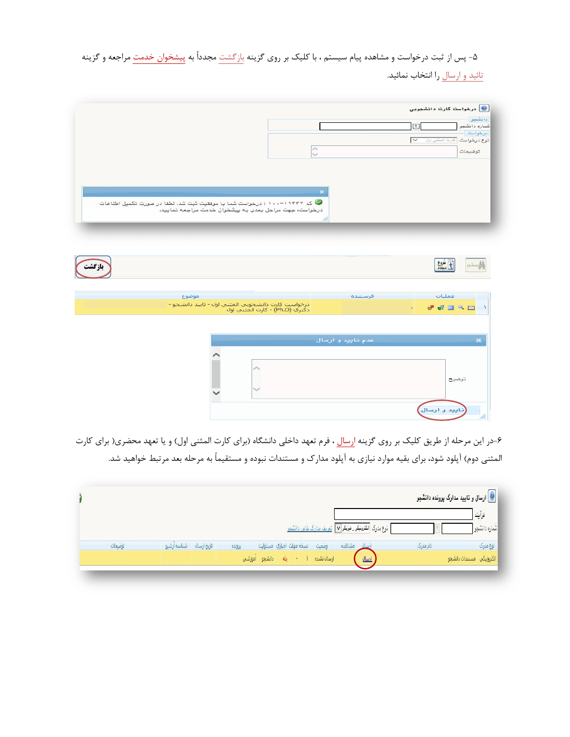۵- پس از ثبت درخواست و مشاهده پیام سیستم ، با کلیک بر روی گزینه بازگشت مجدداً به پیشخوان خدمت مراجعه و گزینه تائید و ارسال را انتخاب نمائید.

۶-در این مرحله از طریق کلیک بر روی گزینه ارسال ، فرم تعهد داخلی دانشگاه (برای کارت المثنی اول) و یا تعهد محضری( برای کارت المثنی دوم) آپلود شود، برای بقیه موارد نیازی به آپلود مدارک و مستندات نبوده و مستقیماً به مرحله بعد مرتبط خواهند شد.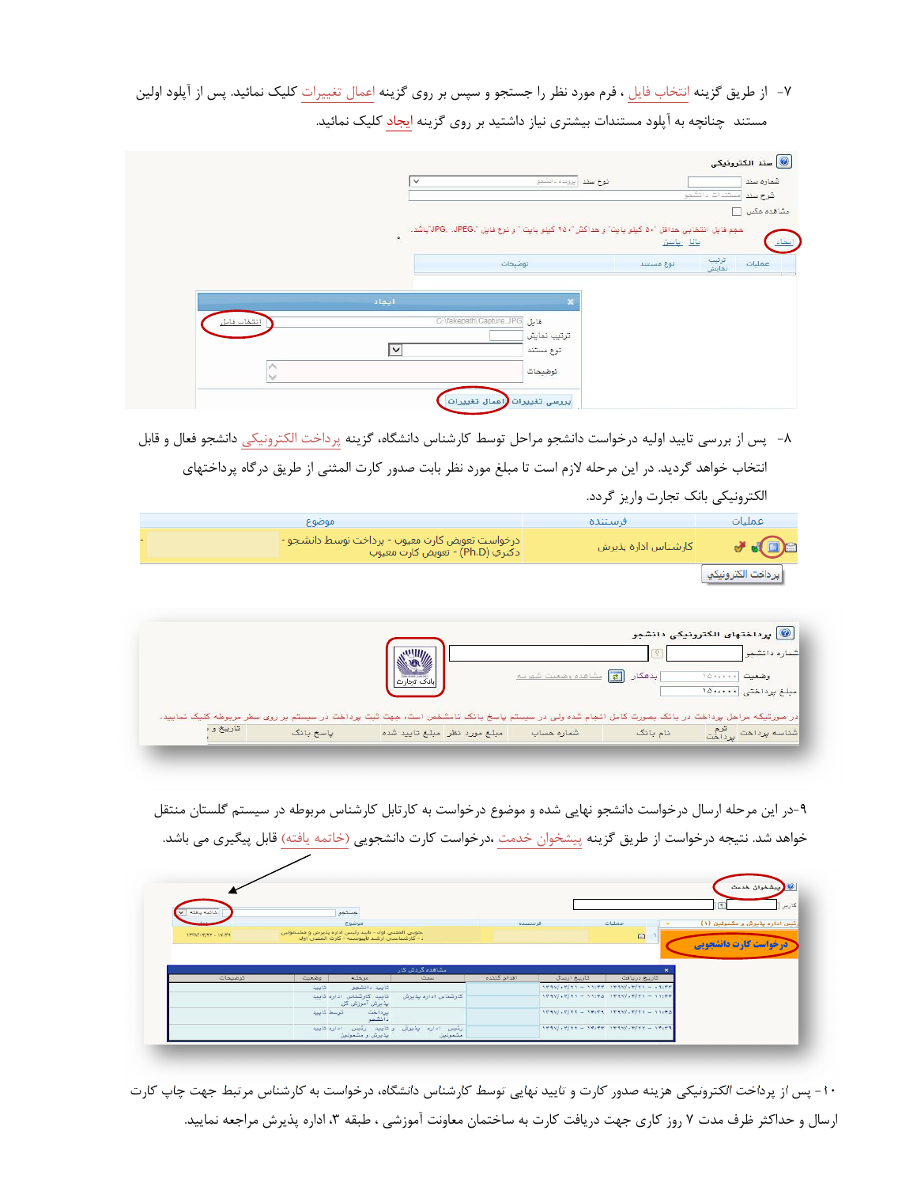۷- از طریق گزینه انتخاب فایل ، فرم مورد نظر را جستجو و سپس بر روی گزینه اعمال تغییرات کلیک نمائید. پس از آپلود اولین مستند چنانچه به آپلود مستندات بیشتری نیاز داشتید بر روی گزینه ایجاد کلیک نمائید.

۸- پس از بررسی تایید اولیه درخواست دانشجو مراحل توسط کارشناس دانشگاه، گزینه پرداخت الکترونیکی دانشجو فعال و قابل انتخاب خواهد گردید. در این مرحله لازم است تا مبلغ مورد نظر بابت صدور کارت المثنی از طریق درگاه پرداختهای الکترونیکی بانک تجارت واریز گردد.

۹-در این مرحله ارسال درخواست دانشجو نهایی شده و موضوع درخواست به کارتابل کارشناس مربوطه در سیستم گلستان منتقل خواهد شد. نتیجه درخواست از طریق گزینه پیشخوان خدمت ،درخواست کارت دانشجویی (خاتمه یافته) قابل پیگیری می باشد.

۱۰- پس از پرداخت الکترونیکی هزینه صدور کارت و تایید نهایی توسط کارشناس دانشگاه، درخواست به کارشناس مرتبط جهت چاپ کارت ارسال و حداکثر ظرف مدت ۷ روز کاری جهت دریافت کارت به ساختمان معاونت آموزشی ، طبقه ۳، اداره پذیرش مراجعه نمایند.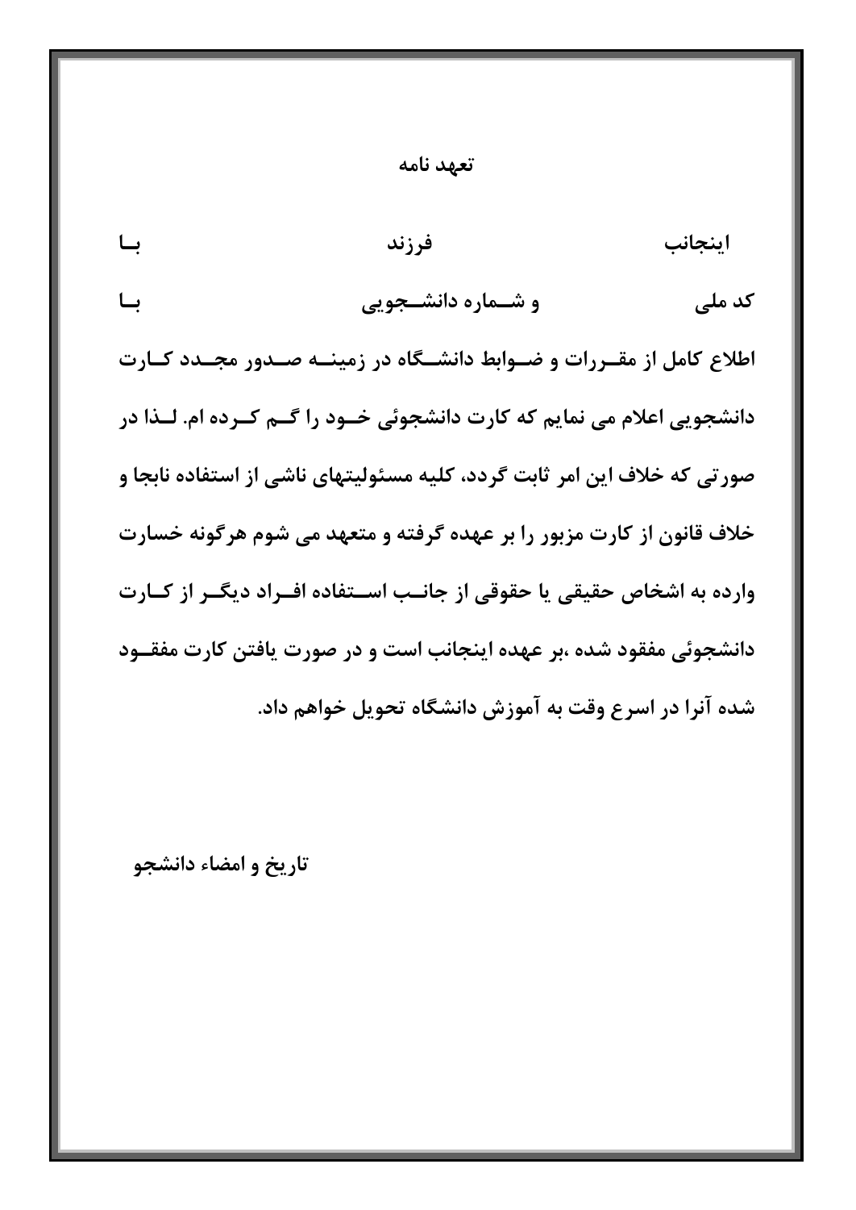**تعهد نامه**

اینجانب فرزند با

کد ملی و شماره دانشجویی با

اطلاع کامل از مقررات و ضوابط دانشگاه در زمینه صدور مجدد کارت دانشجویی اعلام می نمایم که کارت دانشجوئی خود را گم کرده ام. لذا در صورتی که خلاف این امر ثابت گردد، کلیه مسئولیتهای ناشی از استفاده نابجا و خلاف قانون از کارت مزبور را بر عهده گرفته و متعهد می شوم هرگونه خسارت وارده به اشخاص حقیقی یا حقوقی از جانب استفاده افراد دیگر از کارت دانشجوئی مفقود شده ،بر عهده اینجانب است و در صورت یافتن کارت مفقود شده آنرا در اسرع وقت به آموزش دانشگاه تحویل خواهم داد.

تاریخ و امضاء دانشجو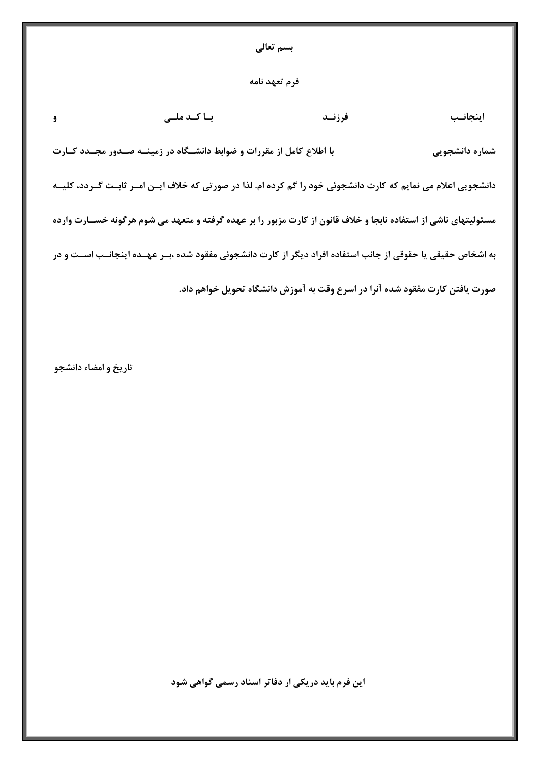بسم تعالی

فرم تعهد نامه

اینجانب                فرزند                با کد ملی                و

شماره دانشجویی                با اطلاع کامل از مقررات و ضوابط دانشگاه در زمینه صدور مجدد کارت دانشجویی اعلام می نمایم که کارت دانشجوئی خود را گم کرده ام. لذا در صورتی که خلاف این امر ثابت گردد، کلیه مسئولیتهای ناشی از استفاده نابجا و خلاف قانون از کارت مزبور را بر عهده گرفته و متعهد می شوم هرگونه خسارت وارده به اشخاص حقیقی یا حقوقی از جانب استفاده افراد دیگر از کارت دانشجوئی مفقود شده ،بر عهده اینجانب است و در صورت یافتن کارت مفقود شده آنرا در اسرع وقت به آموزش دانشگاه تحویل خواهم داد.

تاریخ و امضاء دانشجو

این فرم باید دریکی ار دفاتر اسناد رسمی گواهی شود